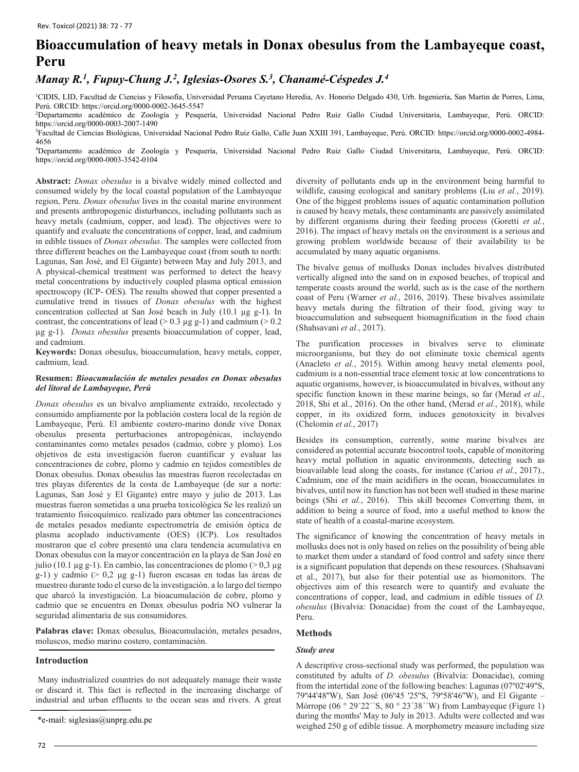# Bioaccumulation of heavy metals in Donax obesulus from the Lambayeque coast, Peru

## *Manay R.[1], Fupuy-Chung J.[2], Iglesias-Osores S.[3], Chanamé-Céspedes J.[4]*

[1]CIDIS, LID, Facultad de Ciencias y Filosofía, Universidad Peruana Cayetano Heredia, Av. Honorio Delgado 430, Urb. Ingeniería, San Martin de Porres, Lima, Perú. ORCID: https://orcid.org/0000-0002-3645-5547

[2]Departamento académico de Zoología y Pesquería, Universidad Nacional Pedro Ruiz Gallo Ciudad Universitaria, Lambayeque, Perú. ORCID: https://orcid.org/0000-0003-2007-1490

[3]Facultad de Ciencias Biológicas, Universidad Nacional Pedro Ruiz Gallo, Calle Juan XXIII 391, Lambayeque, Perú. ORCID: https://orcid.org/0000-0002-4984-4656

[4]Departamento académico de Zoología y Pesquería, Universidad Nacional Pedro Ruiz Gallo Ciudad Universitaria, Lambayeque, Perú. ORCID: https://orcid.org/0000-0003-3542-0104

**Abstract:** *Donax obesulus* is a bivalve widely mined collected and consumed widely by the local coastal population of the Lambayeque region, Peru. *Donax obesulus* lives in the coastal marine environment and presents anthropogenic disturbances, including pollutants such as heavy metals (cadmium, copper, and lead). The objectives were to quantify and evaluate the concentrations of copper, lead, and cadmium in edible tissues of *Donax obesulus.* The samples were collected from three different beaches on the Lambayeque coast (from south to north: Lagunas, San José, and El Gigante) between May and July 2013, and A physical-chemical treatment was performed to detect the heavy metal concentrations by inductively coupled plasma optical emission spectroscopy (ICP- OES). The results showed that copper presented a cumulative trend in tissues of *Donax obesulus* with the highest concentration collected at San José beach in July (10.1 µg g-1). In contrast, the concentrations of lead (> 0.3 µg g-1) and cadmium (> 0.2 µg g-1). *Donax obesulus* presents bioaccumulation of copper, lead, and cadmium.

**Keywords:** Donax obesulus, bioaccumulation, heavy metals, copper, cadmium, lead.

**Resumen:** ***Bioacumulación de metales pesados en Donax obesulus del litoral de Lambayeque, Perú***

*Donax obesulus* es un bivalvo ampliamente extraído, recolectado y consumido ampliamente por la población costera local de la región de Lambayeque, Perú. El ambiente costero-marino donde vive Donax obesulus presenta perturbaciones antropogénicas, incluyendo contaminantes como metales pesados (cadmio, cobre y plomo). Los objetivos de esta investigación fueron cuantificar y evaluar las concentraciones de cobre, plomo y cadmio en tejidos comestibles de Donax obesulus. Donax obesulus las muestras fueron recolectadas en tres playas diferentes de la costa de Lambayeque (de sur a norte: Lagunas, San José y El Gigante) entre mayo y julio de 2013. Las muestras fueron sometidas a una prueba toxicológica Se les realizó un tratamiento fisicoquímico. realizado para obtener las concentraciones de metales pesados mediante espectrometría de emisión óptica de plasma acoplado inductivamente (OES) (ICP). Los resultados mostraron que el cobre presentó una clara tendencia acumulativa en Donax obesulus con la mayor concentración en la playa de San José en julio (10.1 µg g-1). En cambio, las concentraciones de plomo (> 0,3 µg g-1) y cadmio (> 0,2 µg g-1) fueron escasas en todas las áreas de muestreo durante todo el curso de la investigación. a lo largo del tiempo que abarcó la investigación. La bioacumulación de cobre, plomo y cadmio que se encuentra en Donax obesulus podría NO vulnerar la seguridad alimentaria de sus consumidores.

**Palabras clave:** Donax obesulus, Bioacumulación, metales pesados, moluscos, medio marino costero, contaminación.

## Introduction

Many industrialized countries do not adequately manage their waste or discard it. This fact is reflected in the increasing discharge of industrial and urban effluents to the ocean seas and rivers. A great diversity of pollutants ends up in the environment being harmful to wildlife, causing ecological and sanitary problems (Liu *et al.*, 2019). One of the biggest problems issues of aquatic contamination pollution is caused by heavy metals, these contaminants are passively assimilated by different organisms during their feeding process (Goretti *et al.*, 2016). The impact of heavy metals on the environment is a serious and growing problem worldwide because of their availability to be accumulated by many aquatic organisms.

The bivalve genus of mollusks Donax includes bivalves distributed vertically aligned into the sand on in exposed beaches, of tropical and temperate coasts around the world, such as is the case of the northern coast of Peru (Warner *et al.*, 2016, 2019). These bivalves assimilate heavy metals during the filtration of their food, giving way to bioaccumulation and subsequent biomagnification in the food chain (Shahsavani *et al.*, 2017).

The purification processes in bivalves serve to eliminate microorganisms, but they do not eliminate toxic chemical agents (Anacleto *et al.*, 2015). Within among heavy metal elements pool, cadmium is a non-essential trace element toxic at low concentrations to aquatic organisms, however, is bioaccumulated in bivalves, without any specific function known in these marine beings, so far (Merad *et al.*, 2018, Shi et al., 2016). On the other hand, (Merad *et al.*, 2018), while copper, in its oxidized form, induces genotoxicity in bivalves (Chelomin *et al.*, 2017)

Besides its consumption, currently, some marine bivalves are considered as potential accurate biocontrol tools, capable of monitoring heavy metal pollution in aquatic environments, detecting such as bioavailable lead along the coasts, for instance (Cariou *et al.*, 2017)., Cadmium, one of the main acidifiers in the ocean, bioaccumulates in bivalves, until now its function has not been well studied in these marine beings (Shi *et al.*, 2016). This skill becomes Converting them, in addition to being a source of food, into a useful method to know the state of health of a coastal-marine ecosystem.

The significance of knowing the concentration of heavy metals in mollusks does not is only based on relies on the possibility of being able to market them under a standard of food control and safety since there is a significant population that depends on these resources. (Shahsavani et al., 2017), but also for their potential use as biomonitors. The objectives aim of this research were to quantify and evaluate the concentrations of copper, lead, and cadmium in edible tissues of *D. obesulus* (Bivalvia: Donacidae) from the coast of the Lambayeque, Peru.

## Methods

### *Study area*

A descriptive cross-sectional study was performed, the population was constituted by adults of *D. obesulus* (Bivalvia: Donacidae), coming from the intertidal zone of the following beaches: Lagunas (07º02'49"S, 79º44'48"W), San José (06º45 '25"S, 79º58'46"W), and El Gigante – Mórrope (06 ° 29´22´´S, 80 ° 23´38´´W) from Lambayeque (Figure 1) during the months' May to July in 2013. Adults were collected and was weighed 250 g of edible tissue. A morphometry measure including size

\*e-mail: siglesias@unprg.edu.pe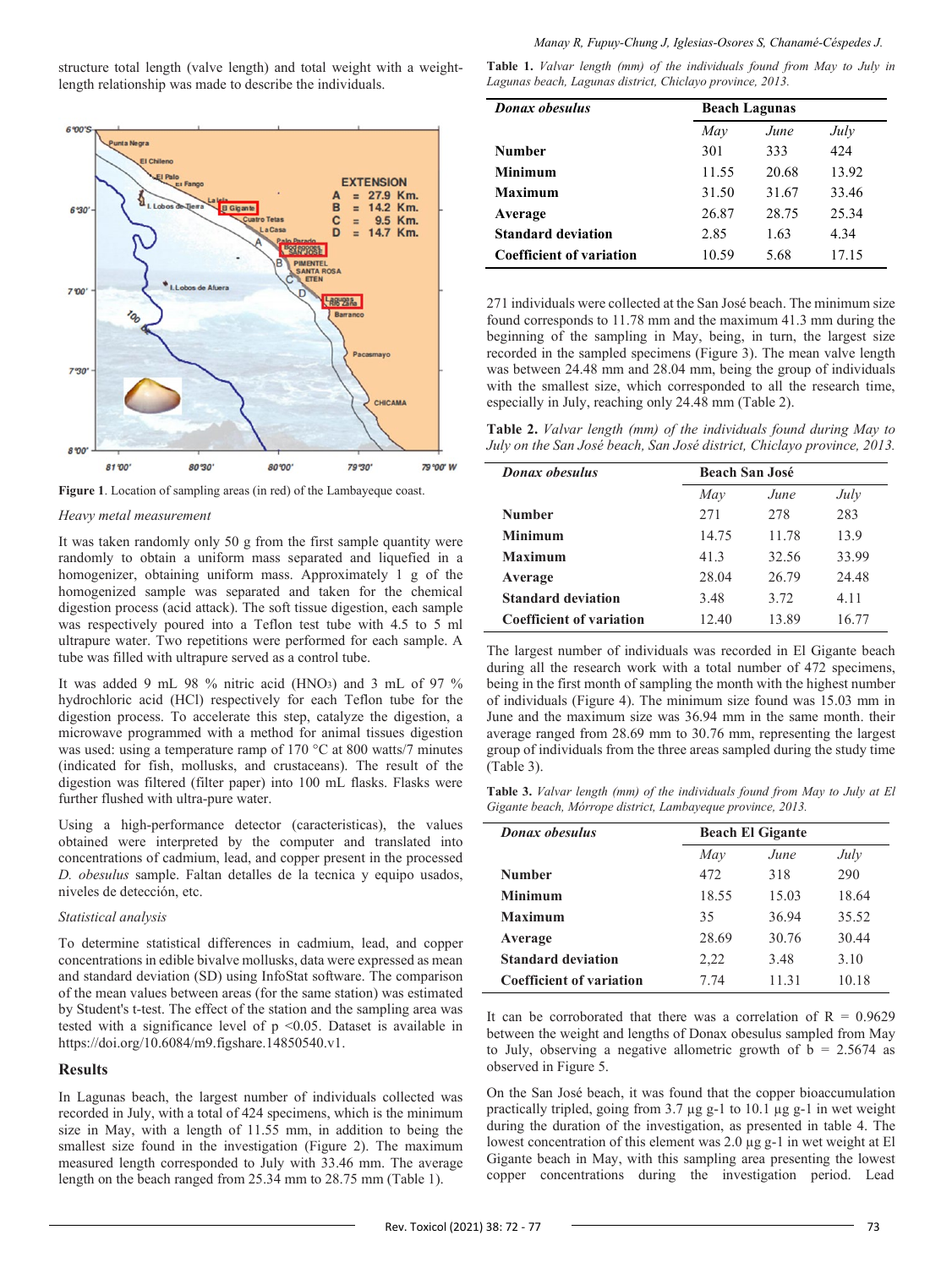structure total length (valve length) and total weight with a weight-length relationship was made to describe the individuals.

Figure 1. Location of sampling areas (in red) of the Lambayeque coast.

*Heavy metal measurement*

It was taken randomly only 50 g from the first sample quantity were randomly to obtain a uniform mass separated and liquefied in a homogenizer, obtaining uniform mass. Approximately 1 g of the homogenized sample was separated and taken for the chemical digestion process (acid attack). The soft tissue digestion, each sample was respectively poured into a Teflon test tube with 4.5 to 5 ml ultrapure water. Two repetitions were performed for each sample. A tube was filled with ultrapure served as a control tube.

It was added 9 mL 98 % nitric acid ($HNO_3$) and 3 mL of 97 % hydrochloric acid (HCl) respectively for each Teflon tube for the digestion process. To accelerate this step, catalyze the digestion, a microwave programmed with a method for animal tissues digestion was used: using a temperature ramp of 170 °C at 800 watts/7 minutes (indicated for fish, mollusks, and crustaceans). The result of the digestion was filtered (filter paper) into 100 mL flasks. Flasks were further flushed with ultra-pure water.

Using a high-performance detector (caracteristicas), the values obtained were interpreted by the computer and translated into concentrations of cadmium, lead, and copper present in the processed *D. obesulus* sample. Faltan detalles de la tecnica y equipo usados, niveles de detección, etc.

*Statistical analysis*

To determine statistical differences in cadmium, lead, and copper concentrations in edible bivalve mollusks, data were expressed as mean and standard deviation (SD) using InfoStat software. The comparison of the mean values between areas (for the same station) was estimated by Student's t-test. The effect of the station and the sampling area was tested with a significance level of $p < 0.05$. Dataset is available in https://doi.org/10.6084/m9.figshare.14850540.v1.

## Results

In Lagunas beach, the largest number of individuals collected was recorded in July, with a total of 424 specimens, which is the minimum size in May, with a length of 11.55 mm, in addition to being the smallest size found in the investigation (Figure 2). The maximum measured length corresponded to July with 33.46 mm. The average length on the beach ranged from 25.34 mm to 28.75 mm (Table 1).

**Table 1.** *Valvar length (mm) of the individuals found from May to July in Lagunas beach, Lagunas district, Chiclayo province, 2013.*

| *Donax obesulus* | Beach Lagunas | | |
|---|---|---|---|
| | *May* | *June* | *July* |
| **Number** | 301 | 333 | 424 |
| **Minimum** | 11.55 | 20.68 | 13.92 |
| **Maximum** | 31.50 | 31.67 | 33.46 |
| **Average** | 26.87 | 28.75 | 25.34 |
| **Standard deviation** | 2.85 | 1.63 | 4.34 |
| **Coefficient of variation** | 10.59 | 5.68 | 17.15 |

271 individuals were collected at the San José beach. The minimum size found corresponds to 11.78 mm and the maximum 41.3 mm during the beginning of the sampling in May, being, in turn, the largest size recorded in the sampled specimens (Figure 3). The mean valve length was between 24.48 mm and 28.04 mm, being the group of individuals with the smallest size, which corresponded to all the research time, especially in July, reaching only 24.48 mm (Table 2).

**Table 2.** *Valvar length (mm) of the individuals found during May to July on the San José beach, San José district, Chiclayo province, 2013.*

| *Donax obesulus* | Beach San José | | |
|---|---|---|---|
| | *May* | *June* | *July* |
| **Number** | 271 | 278 | 283 |
| **Minimum** | 14.75 | 11.78 | 13.9 |
| **Maximum** | 41.3 | 32.56 | 33.99 |
| **Average** | 28.04 | 26.79 | 24.48 |
| **Standard deviation** | 3.48 | 3.72 | 4.11 |
| **Coefficient of variation** | 12.40 | 13.89 | 16.77 |

The largest number of individuals was recorded in El Gigante beach during all the research work with a total number of 472 specimens, being in the first month of sampling the month with the highest number of individuals (Figure 4). The minimum size found was 15.03 mm in June and the maximum size was 36.94 mm in the same month. their average ranged from 28.69 mm to 30.76 mm, representing the largest group of individuals from the three areas sampled during the study time (Table 3).

**Table 3.** *Valvar length (mm) of the individuals found from May to July at El Gigante beach, Mórrope district, Lambayeque province, 2013.*

| *Donax obesulus* | Beach El Gigante | | |
|---|---|---|---|
| | *May* | *June* | *July* |
| **Number** | 472 | 318 | 290 |
| **Minimum** | 18.55 | 15.03 | 18.64 |
| **Maximum** | 35 | 36.94 | 35.52 |
| **Average** | 28.69 | 30.76 | 30.44 |
| **Standard deviation** | 2,22 | 3.48 | 3.10 |
| **Coefficient of variation** | 7.74 | 11.31 | 10.18 |

It can be corroborated that there was a correlation of R = 0.9629 between the weight and lengths of Donax obesulus sampled from May to July, observing a negative allometric growth of b = 2.5674 as observed in Figure 5.

On the San José beach, it was found that the copper bioaccumulation practically tripled, going from 3.7 µg g-1 to 10.1 µg g-1 in wet weight during the duration of the investigation, as presented in table 4. The lowest concentration of this element was 2.0 µg g-1 in wet weight at El Gigante beach in May, with this sampling area presenting the lowest copper concentrations during the investigation period. Lead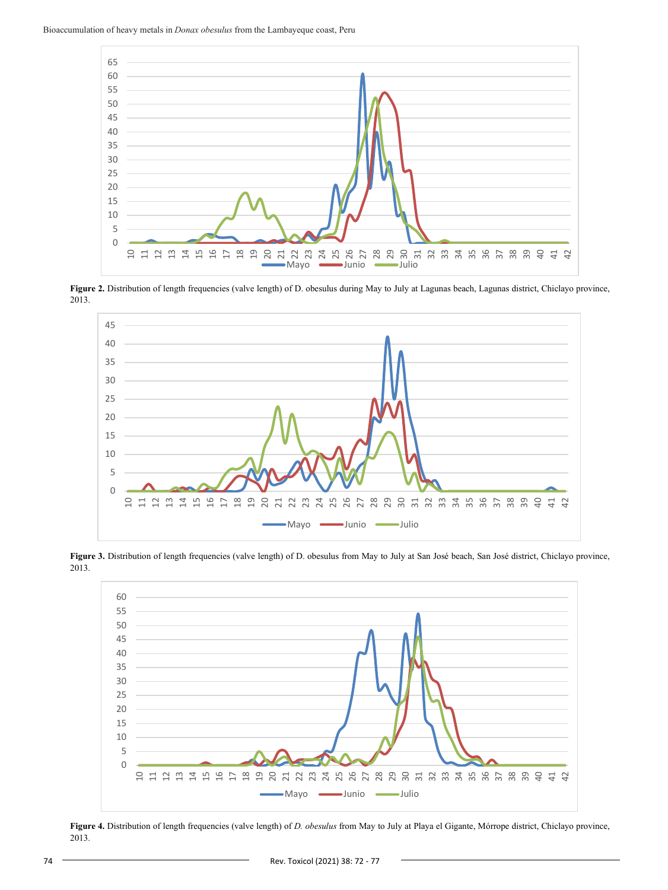**Figure 2.** Distribution of length frequencies (valve length) of D. obesulus during May to July at Lagunas beach, Lagunas district, Chiclayo province, 2013.

**Figure 3.** Distribution of length frequencies (valve length) of D. obesulus from May to July at San José beach, San José district, Chiclayo province, 2013.

**Figure 4.** Distribution of length frequencies (valve length) of *D. obesulus* from May to July at Playa el Gigante, Mórrope district, Chiclayo province, 2013.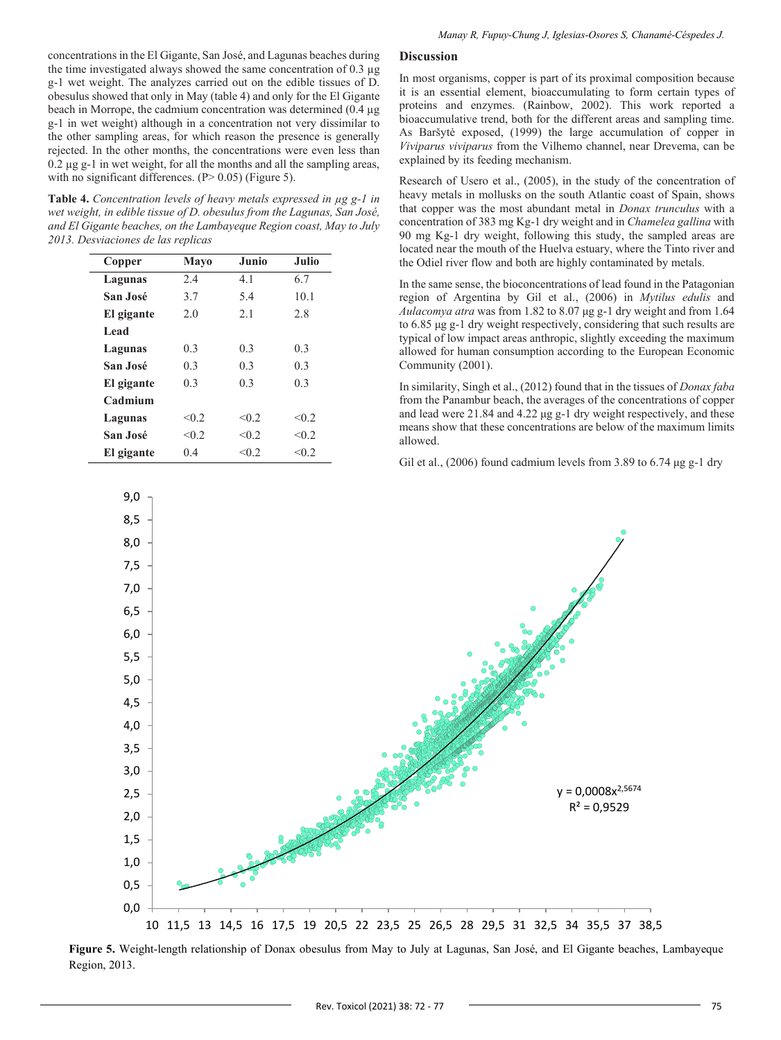concentrations in the El Gigante, San José, and Lagunas beaches during the time investigated always showed the same concentration of 0.3 μg g-1 wet weight. The analyzes carried out on the edible tissues of D. obesulus showed that only in May (table 4) and only for the El Gigante beach in Morrope, the cadmium concentration was determined (0.4 μg g-1 in wet weight) although in a concentration not very dissimilar to the other sampling areas, for which reason the presence is generally rejected. In the other months, the concentrations were even less than 0.2 μg g-1 in wet weight, for all the months and all the sampling areas, with no significant differences. ($P > 0.05$) (Figure 5).

**Table 4.** *Concentration levels of heavy metals expressed in μg g-1 in wet weight, in edible tissue of D. obesulus from the Lagunas, San José, and El Gigante beaches, on the Lambayeque Region coast, May to July 2013. Desviaciones de las replicas*

| Copper | Mayo | Junio | Julio |
|---|---|---|---|
| **Lagunas** | 2.4 | 4.1 | 6.7 |
| **San José** | 3.7 | 5.4 | 10.1 |
| **El gigante** | 2.0 | 2.1 | 2.8 |
| **Lead** | | | |
| **Lagunas** | 0.3 | 0.3 | 0.3 |
| **San José** | 0.3 | 0.3 | 0.3 |
| **El gigante** | 0.3 | 0.3 | 0.3 |
| **Cadmium** | | | |
| **Lagunas** | <0.2 | <0.2 | <0.2 |
| **San José** | <0.2 | <0.2 | <0.2 |
| **El gigante** | 0.4 | <0.2 | <0.2 |

## Discussion

In most organisms, copper is part of its proximal composition because it is an essential element, bioaccumulating to form certain types of proteins and enzymes. (Rainbow, 2002). This work reported a bioaccumulative trend, both for the different areas and sampling time. As Baršytė exposed, (1999) the large accumulation of copper in *Viviparus viviparus* from the Vilhemo channel, near Drevema, can be explained by its feeding mechanism.

Research of Usero et al., (2005), in the study of the concentration of heavy metals in mollusks on the south Atlantic coast of Spain, shows that copper was the most abundant metal in *Donax trunculus* with a concentration of 383 mg Kg-1 dry weight and in *Chamelea gallina* with 90 mg Kg-1 dry weight, following this study, the sampled areas are located near the mouth of the Huelva estuary, where the Tinto river and the Odiel river flow and both are highly contaminated by metals.

In the same sense, the bioconcentrations of lead found in the Patagonian region of Argentina by Gil et al., (2006) in *Mytilus edulis* and *Aulacomya atra* was from 1.82 to 8.07 μg g-1 dry weight and from 1.64 to 6.85 μg g-1 dry weight respectively, considering that such results are typical of low impact areas anthropic, slightly exceeding the maximum allowed for human consumption according to the European Economic Community (2001).

In similarity, Singh et al., (2012) found that in the tissues of *Donax faba* from the Panambur beach, the averages of the concentrations of copper and lead were 21.84 and 4.22 μg g-1 dry weight respectively, and these means show that these concentrations are below of the maximum limits allowed.

Gil et al., (2006) found cadmium levels from 3.89 to 6.74 μg g-1 dry

$y = 0,0008x^{2,5674}$
$R^2 = 0,9529$

**Figure 5.** Weight-length relationship of Donax obesulus from May to July at Lagunas, San José, and El Gigante beaches, Lambayeque Region, 2013.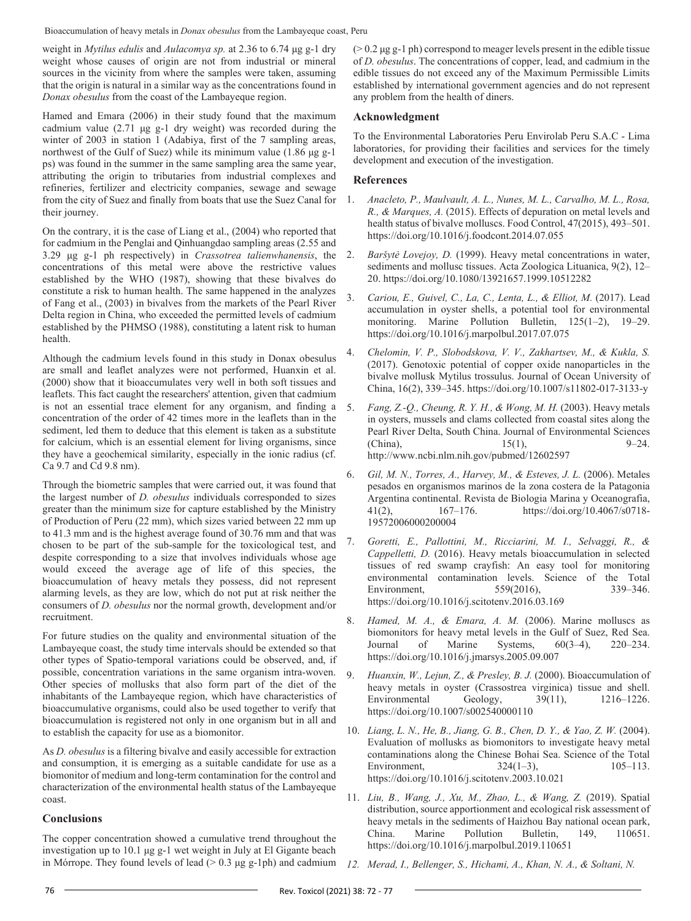weight in *Mytilus edulis* and *Aulacomya sp.* at 2.36 to 6.74 µg g-1 dry weight whose causes of origin are not from industrial or mineral sources in the vicinity from where the samples were taken, assuming that the origin is natural in a similar way as the concentrations found in *Donax obesulus* from the coast of the Lambayeque region.

Hamed and Emara (2006) in their study found that the maximum cadmium value (2.71 µg g-1 dry weight) was recorded during the winter of 2003 in station 1 (Adabiya, first of the 7 sampling areas, northwest of the Gulf of Suez) while its minimum value (1.86 µg g-1 ps) was found in the summer in the same sampling area the same year, attributing the origin to tributaries from industrial complexes and refineries, fertilizer and electricity companies, sewage and sewage from the city of Suez and finally from boats that use the Suez Canal for their journey.

On the contrary, it is the case of Liang et al., (2004) who reported that for cadmium in the Penglai and Qinhuangdao sampling areas (2.55 and 3.29 µg g-1 ph respectively) in *Crassotrea talienwhanensis*, the concentrations of this metal were above the restrictive values established by the WHO (1987), showing that these bivalves do constitute a risk to human health. The same happened in the analyzes of Fang et al., (2003) in bivalves from the markets of the Pearl River Delta region in China, who exceeded the permitted levels of cadmium established by the PHMSO (1988), constituting a latent risk to human health.

Although the cadmium levels found in this study in Donax obesulus are small and leaflet analyzes were not performed, Huanxin et al. (2000) show that it bioaccumulates very well in both soft tissues and leaflets. This fact caught the researchers' attention, given that cadmium is not an essential trace element for any organism, and finding a concentration of the order of 42 times more in the leaflets than in the sediment, led them to deduce that this element is taken as a substitute for calcium, which is an essential element for living organisms, since they have a geochemical similarity, especially in the ionic radius (cf. Ca 9.7 and Cd 9.8 nm).

Through the biometric samples that were carried out, it was found that the largest number of *D. obesulus* individuals corresponded to sizes greater than the minimum size for capture established by the Ministry of Production of Peru (22 mm), which sizes varied between 22 mm up to 41.3 mm and is the highest average found of 30.76 mm and that was chosen to be part of the sub-sample for the toxicological test, and despite corresponding to a size that involves individuals whose age would exceed the average age of life of this species, the bioaccumulation of heavy metals they possess, did not represent alarming levels, as they are low, which do not put at risk neither the consumers of *D. obesulus* nor the normal growth, development and/or recruitment.

For future studies on the quality and environmental situation of the Lambayeque coast, the study time intervals should be extended so that other types of Spatio-temporal variations could be observed, and, if possible, concentration variations in the same organism intra-woven. Other species of mollusks that also form part of the diet of the inhabitants of the Lambayeque region, which have characteristics of bioaccumulative organisms, could also be used together to verify that bioaccumulation is registered not only in one organism but in all and to establish the capacity for use as a biomonitor.

As *D. obesulus* is a filtering bivalve and easily accessible for extraction and consumption, it is emerging as a suitable candidate for use as a biomonitor of medium and long-term contamination for the control and characterization of the environmental health status of the Lambayeque coast.

## Conclusions

The copper concentration showed a cumulative trend throughout the investigation up to 10.1 µg g-1 wet weight in July at El Gigante beach in Mórrope. They found levels of lead (> 0.3 µg g-1ph) and cadmium (> 0.2 µg g-1 ph) correspond to meager levels present in the edible tissue of *D. obesulus*. The concentrations of copper, lead, and cadmium in the edible tissues do not exceed any of the Maximum Permissible Limits established by international government agencies and do not represent any problem from the health of diners.

## Acknowledgment

To the Environmental Laboratories Peru Envirolab Peru S.A.C - Lima laboratories, for providing their facilities and services for the timely development and execution of the investigation.

## References

1. *Anacleto, P., Maulvault, A. L., Nunes, M. L., Carvalho, M. L., Rosa, R., & Marques, A.* (2015). Effects of depuration on metal levels and health status of bivalve molluscs. Food Control, 47(2015), 493–501. https://doi.org/10.1016/j.foodcont.2014.07.055
2. *Baršytė Lovejoy, D.* (1999). Heavy metal concentrations in water, sediments and mollusc tissues. Acta Zoologica Lituanica, 9(2), 12–20. https://doi.org/10.1080/13921657.1999.10512282
3. *Cariou, E., Guivel, C., La, C., Lenta, L., & Elliot, M.* (2017). Lead accumulation in oyster shells, a potential tool for environmental monitoring. Marine Pollution Bulletin, 125(1–2), 19–29. https://doi.org/10.1016/j.marpolbul.2017.07.075
4. *Chelomin, V. P., Slobodskova, V. V., Zakhartsev, M., & Kukla, S.* (2017). Genotoxic potential of copper oxide nanoparticles in the bivalve mollusk Mytilus trossulus. Journal of Ocean University of China, 16(2), 339–345. https://doi.org/10.1007/s11802-017-3133-y
5. *Fang, Z.-Q., Cheung, R. Y. H., & Wong, M. H.* (2003). Heavy metals in oysters, mussels and clams collected from coastal sites along the Pearl River Delta, South China. Journal of Environmental Sciences (China), 15(1), 9–24. http://www.ncbi.nlm.nih.gov/pubmed/12602597
6. *Gil, M. N., Torres, A., Harvey, M., & Esteves, J. L.* (2006). Metales pesados en organismos marinos de la zona costera de la Patagonia Argentina continental. Revista de Biologia Marina y Oceanografia, 41(2), 167–176. https://doi.org/10.4067/s0718-19572006000200004
7. *Goretti, E., Pallottini, M., Ricciarini, M. I., Selvaggi, R., & Cappelletti, D.* (2016). Heavy metals bioaccumulation in selected tissues of red swamp crayfish: An easy tool for monitoring environmental contamination levels. Science of the Total Environment, 559(2016), 339–346. https://doi.org/10.1016/j.scitotenv.2016.03.169
8. *Hamed, M. A., & Emara, A. M.* (2006). Marine molluscs as biomonitors for heavy metal levels in the Gulf of Suez, Red Sea. Journal of Marine Systems, 60(3–4), 220–234. https://doi.org/10.1016/j.jmarsys.2005.09.007
9. *Huanxin, W., Lejun, Z., & Presley, B. J.* (2000). Bioaccumulation of heavy metals in oyster (Crassostrea virginica) tissue and shell. Environmental Geology, 39(11), 1216–1226. https://doi.org/10.1007/s002540000110
10. *Liang, L. N., He, B., Jiang, G. B., Chen, D. Y., & Yao, Z. W.* (2004). Evaluation of mollusks as biomonitors to investigate heavy metal contaminations along the Chinese Bohai Sea. Science of the Total Environment, 324(1–3), 105–113. https://doi.org/10.1016/j.scitotenv.2003.10.021
11. *Liu, B., Wang, J., Xu, M., Zhao, L., & Wang, Z.* (2019). Spatial distribution, source apportionment and ecological risk assessment of heavy metals in the sediments of Haizhou Bay national ocean park, China. Marine Pollution Bulletin, 149, 110651. https://doi.org/10.1016/j.marpolbul.2019.110651
12. *Merad, I., Bellenger, S., Hichami, A., Khan, N. A., & Soltani, N.*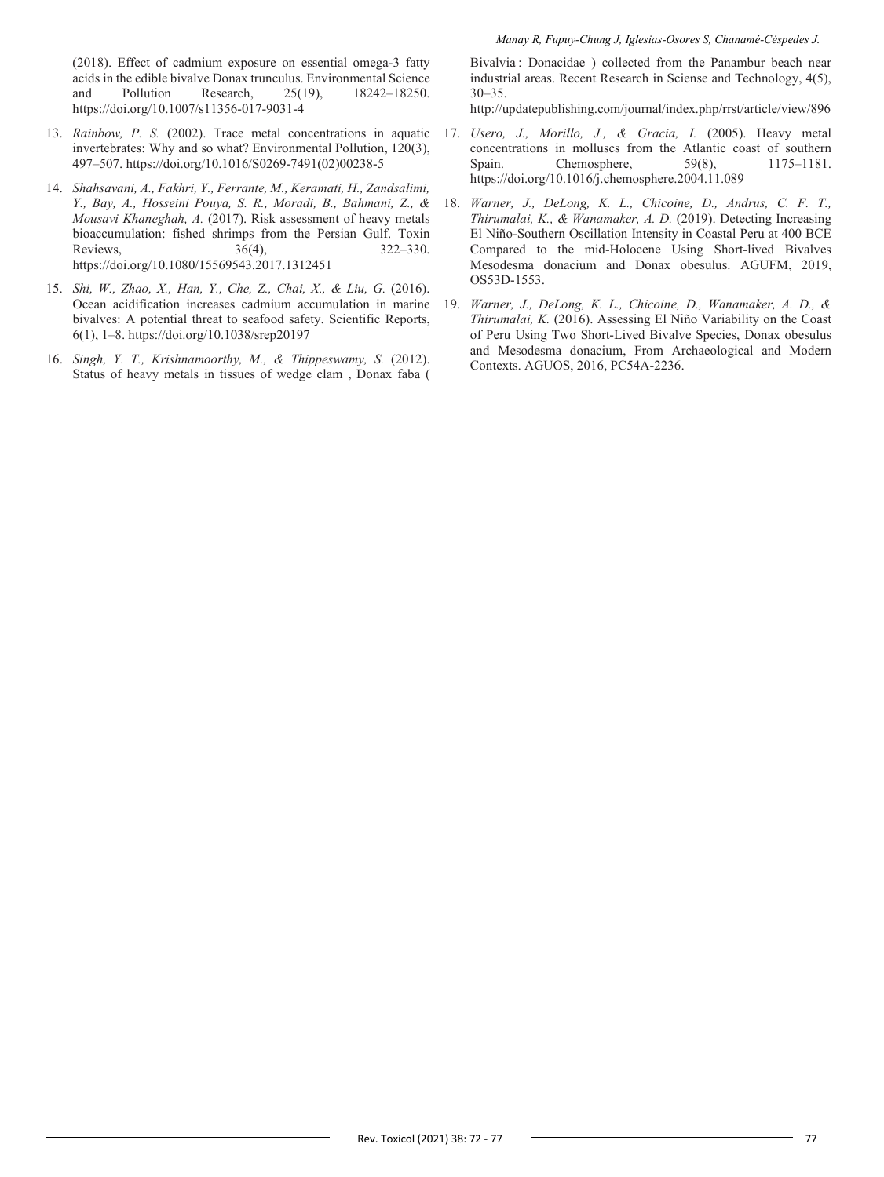(2018). Effect of cadmium exposure on essential omega-3 fatty acids in the edible bivalve Donax trunculus. Environmental Science and Pollution Research, 25(19), 18242–18250. https://doi.org/10.1007/s11356-017-9031-4

13. *Rainbow, P. S.* (2002). Trace metal concentrations in aquatic invertebrates: Why and so what? Environmental Pollution, 120(3), 497–507. https://doi.org/10.1016/S0269-7491(02)00238-5

14. *Shahsavani, A., Fakhri, Y., Ferrante, M., Keramati, H., Zandsalimi, Y., Bay, A., Hosseini Pouya, S. R., Moradi, B., Bahmani, Z., & Mousavi Khaneghah, A.* (2017). Risk assessment of heavy metals bioaccumulation: fished shrimps from the Persian Gulf. Toxin Reviews, 36(4), 322–330. https://doi.org/10.1080/15569543.2017.1312451

15. *Shi, W., Zhao, X., Han, Y., Che, Z., Chai, X., & Liu, G.* (2016). Ocean acidification increases cadmium accumulation in marine bivalves: A potential threat to seafood safety. Scientific Reports, 6(1), 1–8. https://doi.org/10.1038/srep20197

16. *Singh, Y. T., Krishnamoorthy, M., & Thippeswamy, S.* (2012). Status of heavy metals in tissues of wedge clam , Donax faba ( Bivalvia : Donacidae ) collected from the Panambur beach near industrial areas. Recent Research in Sciense and Technology, 4(5), 30–35. http://updatepublishing.com/journal/index.php/rrst/article/view/896

17. *Usero, J., Morillo, J., & Gracia, I.* (2005). Heavy metal concentrations in molluscs from the Atlantic coast of southern Spain. Chemosphere, 59(8), 1175–1181. https://doi.org/10.1016/j.chemosphere.2004.11.089

18. *Warner, J., DeLong, K. L., Chicoine, D., Andrus, C. F. T., Thirumalai, K., & Wanamaker, A. D.* (2019). Detecting Increasing El Niño-Southern Oscillation Intensity in Coastal Peru at 400 BCE Compared to the mid-Holocene Using Short-lived Bivalves Mesodesma donacium and Donax obesulus. AGUFM, 2019, OS53D-1553.

19. *Warner, J., DeLong, K. L., Chicoine, D., Wanamaker, A. D., & Thirumalai, K.* (2016). Assessing El Niño Variability on the Coast of Peru Using Two Short-Lived Bivalve Species, Donax obesulus and Mesodesma donacium, From Archaeological and Modern Contexts. AGUOS, 2016, PC54A-2236.